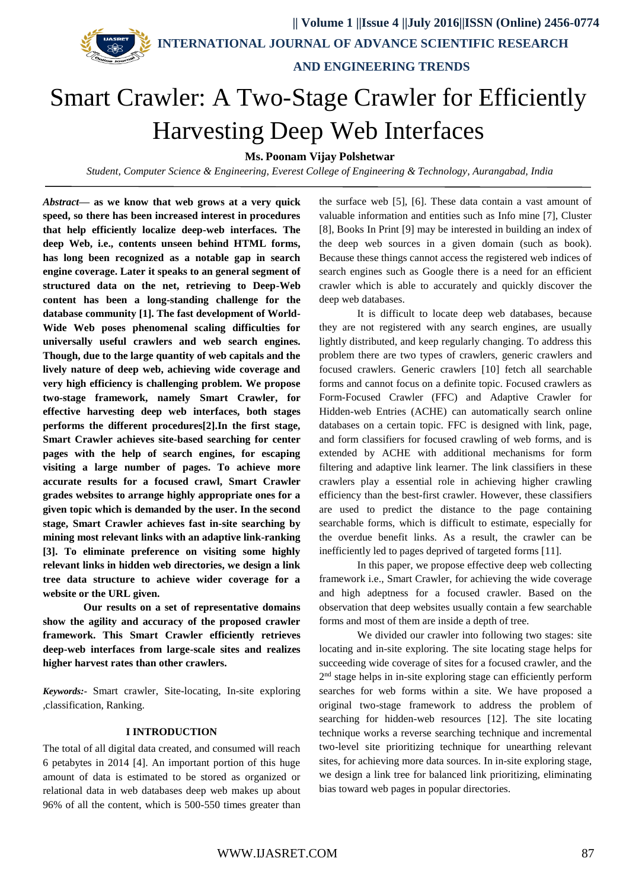# Smart Crawler: A Two-Stage Crawler for Efficiently Harvesting Deep Web Interfaces

**Ms. Poonam Vijay Polshetwar**

*Student, Computer Science & Engineering, Everest College of Engineering & Technology, Aurangabad, India*

***Abstract*— as we know that web grows at a very quick speed, so there has been increased interest in procedures that help efficiently localize deep-web interfaces. The deep Web, i.e., contents unseen behind HTML forms, has long been recognized as a notable gap in search engine coverage. Later it speaks to an general segment of structured data on the net, retrieving to Deep-Web content has been a long-standing challenge for the database community [1]. The fast development of World-Wide Web poses phenomenal scaling difficulties for universally useful crawlers and web search engines. Though, due to the large quantity of web capitals and the lively nature of deep web, achieving wide coverage and very high efficiency is challenging problem. We propose two-stage framework, namely Smart Crawler, for effective harvesting deep web interfaces, both stages performs the different procedures[2].In the first stage, Smart Crawler achieves site-based searching for center pages with the help of search engines, for escaping visiting a large number of pages. To achieve more accurate results for a focused crawl, Smart Crawler grades websites to arrange highly appropriate ones for a given topic which is demanded by the user. In the second stage, Smart Crawler achieves fast in-site searching by mining most relevant links with an adaptive link-ranking [3]. To eliminate preference on visiting some highly relevant links in hidden web directories, we design a link tree data structure to achieve wider coverage for a website or the URL given.**

**Our results on a set of representative domains show the agility and accuracy of the proposed crawler framework. This Smart Crawler efficiently retrieves deep-web interfaces from large-scale sites and realizes higher harvest rates than other crawlers.**

***Keywords:-*** Smart crawler, Site-locating, In-site exploring ,classification, Ranking.

## I INTRODUCTION

The total of all digital data created, and consumed will reach 6 petabytes in 2014 [4]. An important portion of this huge amount of data is estimated to be stored as organized or relational data in web databases deep web makes up about 96% of all the content, which is 500-550 times greater than the surface web [5], [6]. These data contain a vast amount of valuable information and entities such as Info mine [7], Cluster [8], Books In Print [9] may be interested in building an index of the deep web sources in a given domain (such as book). Because these things cannot access the registered web indices of search engines such as Google there is a need for an efficient crawler which is able to accurately and quickly discover the deep web databases.

It is difficult to locate deep web databases, because they are not registered with any search engines, are usually lightly distributed, and keep regularly changing. To address this problem there are two types of crawlers, generic crawlers and focused crawlers. Generic crawlers [10] fetch all searchable forms and cannot focus on a definite topic. Focused crawlers as Form-Focused Crawler (FFC) and Adaptive Crawler for Hidden-web Entries (ACHE) can automatically search online databases on a certain topic. FFC is designed with link, page, and form classifiers for focused crawling of web forms, and is extended by ACHE with additional mechanisms for form filtering and adaptive link learner. The link classifiers in these crawlers play a essential role in achieving higher crawling efficiency than the best-first crawler. However, these classifiers are used to predict the distance to the page containing searchable forms, which is difficult to estimate, especially for the overdue benefit links. As a result, the crawler can be inefficiently led to pages deprived of targeted forms [11].

In this paper, we propose effective deep web collecting framework i.e., Smart Crawler, for achieving the wide coverage and high adeptness for a focused crawler. Based on the observation that deep websites usually contain a few searchable forms and most of them are inside a depth of tree.

We divided our crawler into following two stages: site locating and in-site exploring. The site locating stage helps for succeeding wide coverage of sites for a focused crawler, and the 2nd stage helps in in-site exploring stage can efficiently perform searches for web forms within a site. We have proposed a original two-stage framework to address the problem of searching for hidden-web resources [12]. The site locating technique works a reverse searching technique and incremental two-level site prioritizing technique for unearthing relevant sites, for achieving more data sources. In in-site exploring stage, we design a link tree for balanced link prioritizing, eliminating bias toward web pages in popular directories.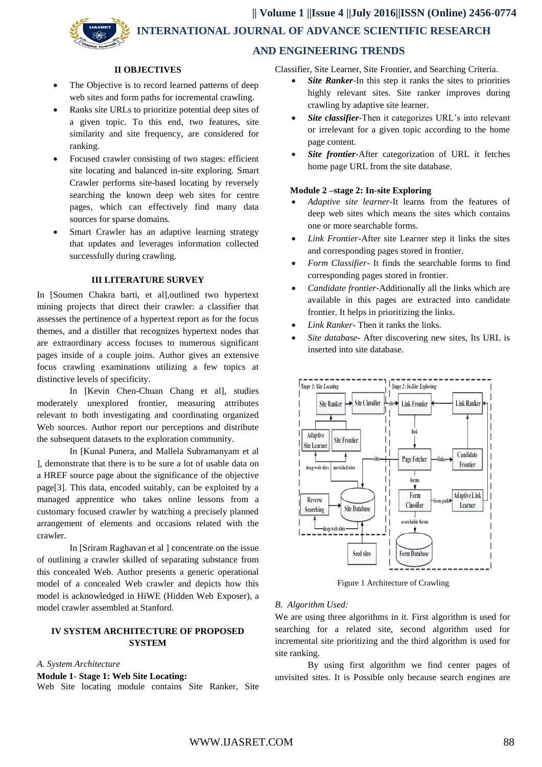## II OBJECTIVES

- The Objective is to record learned patterns of deep web sites and form paths for incremental crawling.
- Ranks site URLs to prioritize potential deep sites of a given topic. To this end, two features, site similarity and site frequency, are considered for ranking.
- Focused crawler consisting of two stages: efficient site locating and balanced in-site exploring. Smart Crawler performs site-based locating by reversely searching the known deep web sites for centre pages, which can effectively find many data sources for sparse domains.
- Smart Crawler has an adaptive learning strategy that updates and leverages information collected successfully during crawling.

## III LITERATURE SURVEY

In [Soumen Chakra barti, et al],outlined two hypertext mining projects that direct their crawler: a classifier that assesses the pertinence of a hypertext report as for the focus themes, and a distiller that recognizes hypertext nodes that are extraordinary access focuses to numerous significant pages inside of a couple joins. Author gives an extensive focus crawling examinations utilizing a few topics at distinctive levels of specificity.

In [Kevin Chen-Chuan Chang et al], studies moderately unexplored frontier, measuring attributes relevant to both investigating and coordinating organized Web sources. Author report our perceptions and distribute the subsequent datasets to the exploration community.

In [Kunal Punera, and Mallela Subramanyam et al ], demonstrate that there is to be sure a lot of usable data on a HREF source page about the significance of the objective page[3]. This data, encoded suitably, can be exploited by a managed apprentice who takes online lessons from a customary focused crawler by watching a precisely planned arrangement of elements and occasions related with the crawler.

In [Sriram Raghavan et al ] concentrate on the issue of outlining a crawler skilled of separating substance from this concealed Web. Author presents a generic operational model of a concealed Web crawler and depicts how this model is acknowledged in HiWE (Hidden Web Exposer), a model crawler assembled at Stanford.

## IV SYSTEM ARCHITECTURE OF PROPOSED SYSTEM

*A. System Architecture*

**Module 1- Stage 1: Web Site Locating:**

Web Site locating module contains Site Ranker, Site Classifier, Site Learner, Site Frontier, and Searching Criteria.

- ***Site Ranker***-In this step it ranks the sites to priorities highly relevant sites. Site ranker improves during crawling by adaptive site learner.
- ***Site classifier***-Then it categorizes URL's into relevant or irrelevant for a given topic according to the home page content.
- ***Site frontier***-After categorization of URL it fetches home page URL from the site database.

**Module 2 –stage 2: In-site Exploring**

- *Adaptive site learner*-It learns from the features of deep web sites which means the sites which contains one or more searchable forms.
- *Link Frontier*-After site Learner step it links the sites and corresponding pages stored in frontier.
- *Form Classifier*- It finds the searchable forms to find corresponding pages stored in frontier.
- *Candidate frontier*-Additionally all the links which are available in this pages are extracted into candidate frontier. It helps in prioritizing the links.
- *Link Ranker*- Then it ranks the links.
- *Site database*- After discovering new sites, Its URL is inserted into site database.

Figure 1 Architecture of Crawling

*B. Algorithm Used:*

We are using three algorithms in it. First algorithm is used for searching for a related site, second algorithm used for incremental site prioritizing and the third algorithm is used for site ranking.

By using first algorithm we find center pages of unvisited sites. It is Possible only because search engines are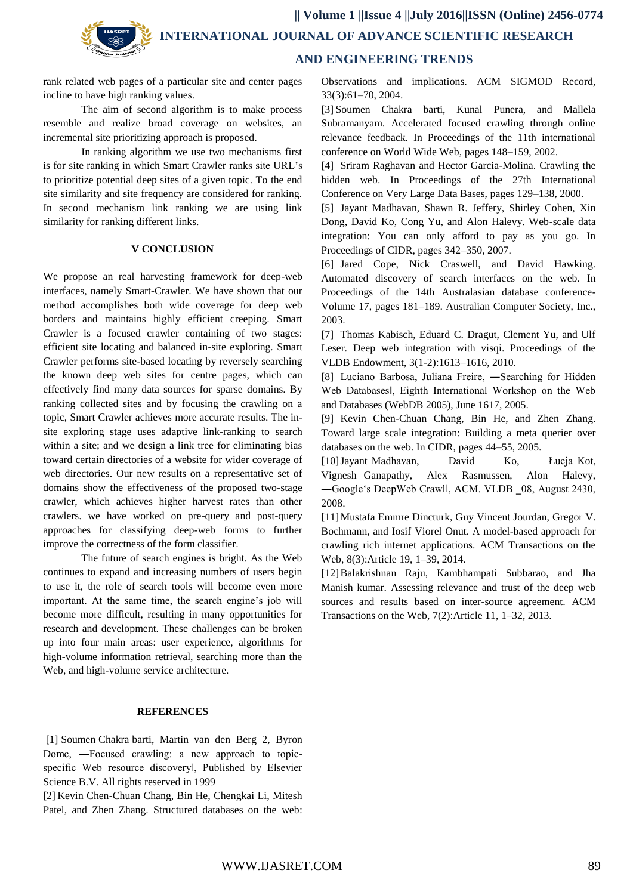rank related web pages of a particular site and center pages incline to have high ranking values.

The aim of second algorithm is to make process resemble and realize broad coverage on websites, an incremental site prioritizing approach is proposed.

In ranking algorithm we use two mechanisms first is for site ranking in which Smart Crawler ranks site URL's to prioritize potential deep sites of a given topic. To the end site similarity and site frequency are considered for ranking. In second mechanism link ranking we are using link similarity for ranking different links.

## V CONCLUSION

We propose an real harvesting framework for deep-web interfaces, namely Smart-Crawler. We have shown that our method accomplishes both wide coverage for deep web borders and maintains highly efficient creeping. Smart Crawler is a focused crawler containing of two stages: efficient site locating and balanced in-site exploring. Smart Crawler performs site-based locating by reversely searching the known deep web sites for centre pages, which can effectively find many data sources for sparse domains. By ranking collected sites and by focusing the crawling on a topic, Smart Crawler achieves more accurate results. The in-site exploring stage uses adaptive link-ranking to search within a site; and we design a link tree for eliminating bias toward certain directories of a website for wider coverage of web directories. Our new results on a representative set of domains show the effectiveness of the proposed two-stage crawler, which achieves higher harvest rates than other crawlers. we have worked on pre-query and post-query approaches for classifying deep-web forms to further improve the correctness of the form classifier.

The future of search engines is bright. As the Web continues to expand and increasing numbers of users begin to use it, the role of search tools will become even more important. At the same time, the search engine's job will become more difficult, resulting in many opportunities for research and development. These challenges can be broken up into four main areas: user experience, algorithms for high-volume information retrieval, searching more than the Web, and high-volume service architecture.

## REFERENCES

[1] Soumen Chakra barti, Martin van den Berg 2, Byron Domc, ―Focused crawling: a new approach to topic-specific Web resource discovery‖, Published by Elsevier Science B.V. All rights reserved in 1999

[2] Kevin Chen-Chuan Chang, Bin He, Chengkai Li, Mitesh Patel, and Zhen Zhang. Structured databases on the web: Observations and implications. ACM SIGMOD Record, 33(3):61–70, 2004.

[3] Soumen Chakra barti, Kunal Punera, and Mallela Subramanyam. Accelerated focused crawling through online relevance feedback. In Proceedings of the 11th international conference on World Wide Web, pages 148–159, 2002.

[4] Sriram Raghavan and Hector Garcia-Molina. Crawling the hidden web. In Proceedings of the 27th International Conference on Very Large Data Bases, pages 129–138, 2000.

[5] Jayant Madhavan, Shawn R. Jeffery, Shirley Cohen, Xin Dong, David Ko, Cong Yu, and Alon Halevy. Web-scale data integration: You can only afford to pay as you go. In Proceedings of CIDR, pages 342–350, 2007.

[6] Jared Cope, Nick Craswell, and David Hawking. Automated discovery of search interfaces on the web. In Proceedings of the 14th Australasian database conference-Volume 17, pages 181–189. Australian Computer Society, Inc., 2003.

[7] Thomas Kabisch, Eduard C. Dragut, Clement Yu, and Ulf Leser. Deep web integration with visqi. Proceedings of the VLDB Endowment, 3(1-2):1613–1616, 2010.

[8] Luciano Barbosa, Juliana Freire, ―Searching for Hidden Web Databases‖, Eighth International Workshop on the Web and Databases (WebDB 2005), June 1617, 2005.

[9] Kevin Chen-Chuan Chang, Bin He, and Zhen Zhang. Toward large scale integration: Building a meta querier over databases on the web. In CIDR, pages 44–55, 2005.

[10] Jayant Madhavan, David Ko, Łucja Kot, Vignesh Ganapathy, Alex Rasmussen, Alon Halevy, ―Google's DeepWeb Crawl‖, ACM. VLDB _08, August 2430, 2008.

[11] Mustafa Emmre Dincturk, Guy Vincent Jourdan, Gregor V. Bochmann, and Iosif Viorel Onut. A model-based approach for crawling rich internet applications. ACM Transactions on the Web, 8(3):Article 19, 1–39, 2014.

[12] Balakrishnan Raju, Kambhampati Subbarao, and Jha Manish kumar. Assessing relevance and trust of the deep web sources and results based on inter-source agreement. ACM Transactions on the Web, 7(2):Article 11, 1–32, 2013.